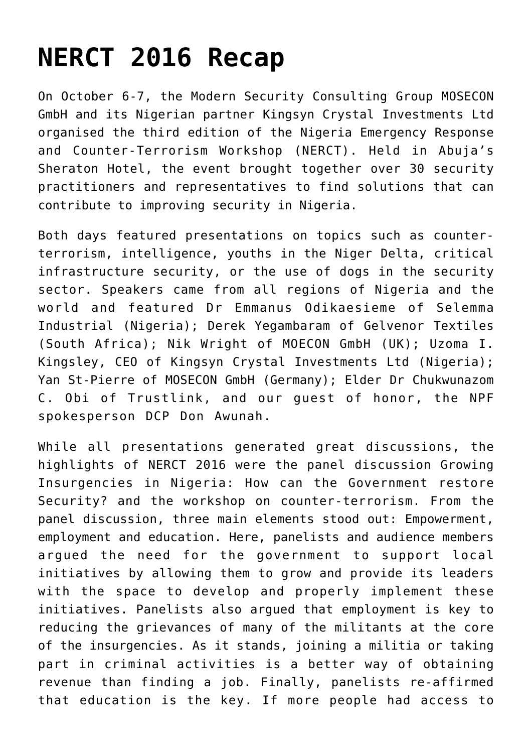# NERCT 2016 Recap

On October 6-7, the Modern Security Consulting Group MOSECON GmbH and its Nigerian partner Kingsyn Crystal Investments Ltd organised the third edition of the Nigeria Emergency Response and Counter-Terrorism Workshop (NERCT). Held in Abuja's Sheraton Hotel, the event brought together over 30 security practitioners and representatives to find solutions that can contribute to improving security in Nigeria.

Both days featured presentations on topics such as counter-terrorism, intelligence, youths in the Niger Delta, critical infrastructure security, or the use of dogs in the security sector. Speakers came from all regions of Nigeria and the world and featured Dr Emmanus Odikaesieme of Selemma Industrial (Nigeria); Derek Yegambaram of Gelvenor Textiles (South Africa); Nik Wright of MOECON GmbH (UK); Uzoma I. Kingsley, CEO of Kingsyn Crystal Investments Ltd (Nigeria); Yan St-Pierre of MOSECON GmbH (Germany); Elder Dr Chukwunazom C. Obi of Trustlink, and our guest of honor, the NPF spokesperson DCP Don Awunah.

While all presentations generated great discussions, the highlights of NERCT 2016 were the panel discussion Growing Insurgencies in Nigeria: How can the Government restore Security? and the workshop on counter-terrorism. From the panel discussion, three main elements stood out: Empowerment, employment and education. Here, panelists and audience members argued the need for the government to support local initiatives by allowing them to grow and provide its leaders with the space to develop and properly implement these initiatives. Panelists also argued that employment is key to reducing the grievances of many of the militants at the core of the insurgencies. As it stands, joining a militia or taking part in criminal activities is a better way of obtaining revenue than finding a job. Finally, panelists re-affirmed that education is the key. If more people had access to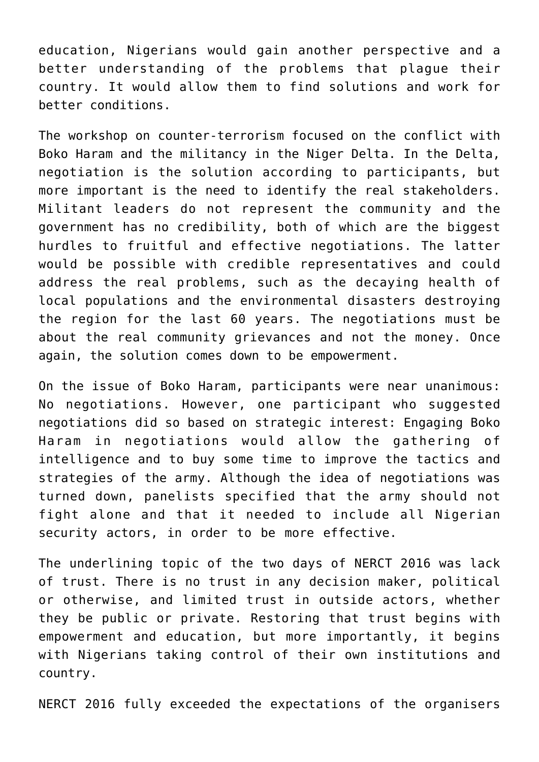education, Nigerians would gain another perspective and a better understanding of the problems that plague their country. It would allow them to find solutions and work for better conditions.

The workshop on counter-terrorism focused on the conflict with Boko Haram and the militancy in the Niger Delta. In the Delta, negotiation is the solution according to participants, but more important is the need to identify the real stakeholders. Militant leaders do not represent the community and the government has no credibility, both of which are the biggest hurdles to fruitful and effective negotiations. The latter would be possible with credible representatives and could address the real problems, such as the decaying health of local populations and the environmental disasters destroying the region for the last 60 years. The negotiations must be about the real community grievances and not the money. Once again, the solution comes down to be empowerment.

On the issue of Boko Haram, participants were near unanimous: No negotiations. However, one participant who suggested negotiations did so based on strategic interest: Engaging Boko Haram in negotiations would allow the gathering of intelligence and to buy some time to improve the tactics and strategies of the army. Although the idea of negotiations was turned down, panelists specified that the army should not fight alone and that it needed to include all Nigerian security actors, in order to be more effective.

The underlining topic of the two days of NERCT 2016 was lack of trust. There is no trust in any decision maker, political or otherwise, and limited trust in outside actors, whether they be public or private. Restoring that trust begins with empowerment and education, but more importantly, it begins with Nigerians taking control of their own institutions and country.

NERCT 2016 fully exceeded the expectations of the organisers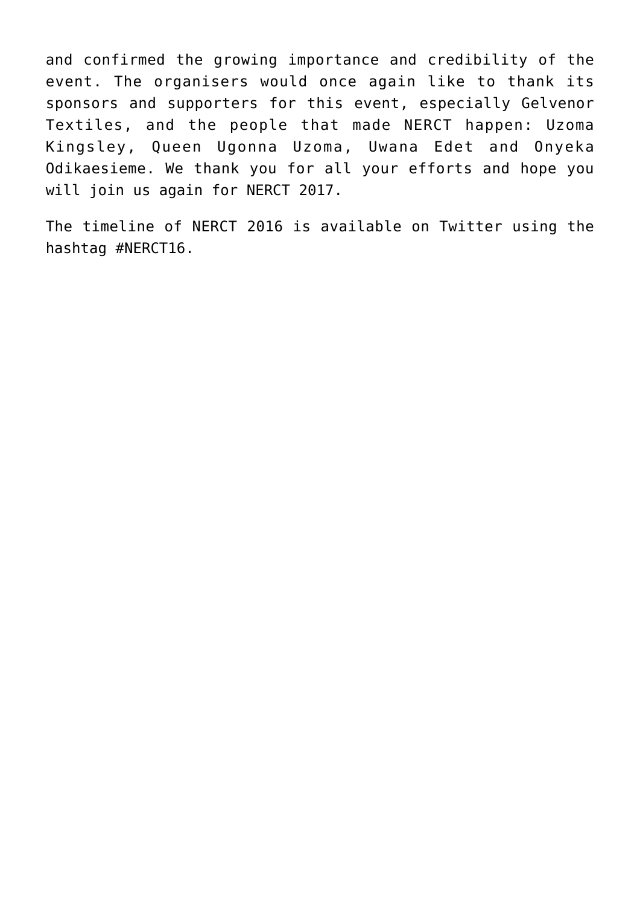and confirmed the growing importance and credibility of the event. The organisers would once again like to thank its sponsors and supporters for this event, especially Gelvenor Textiles, and the people that made NERCT happen: Uzoma Kingsley, Queen Ugonna Uzoma, Uwana Edet and Onyeka Odikaesieme. We thank you for all your efforts and hope you will join us again for NERCT 2017.

The timeline of NERCT 2016 is available on Twitter using the hashtag #NERCT16.